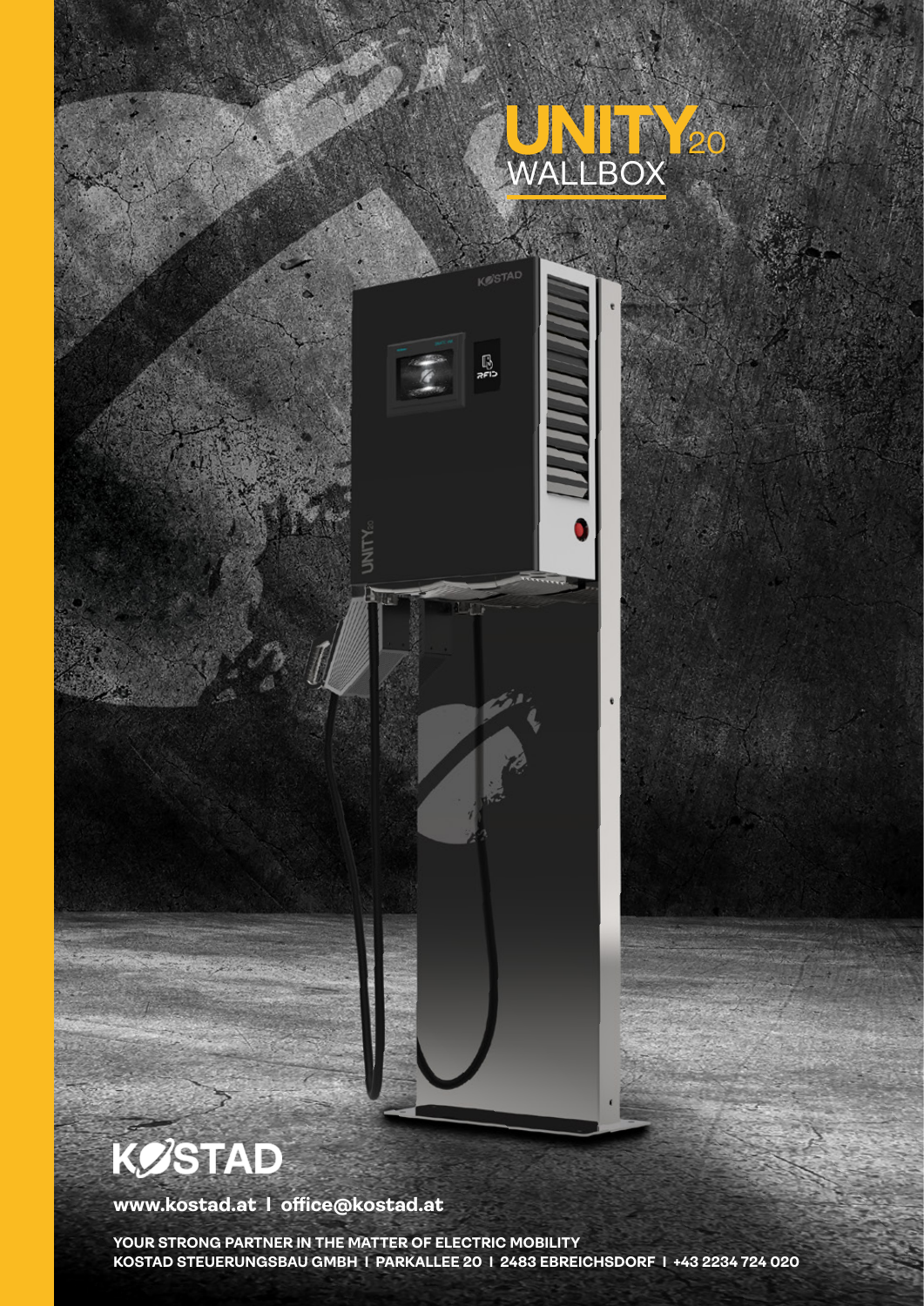# UNITY20 WALLBOX

**KOSTAD**

**www.kostad.at | office@kostad.at**

**YOUR STRONG PARTNER IN THE MATTER OF ELECTRIC MOBILITY**
**KOSTAD STEUERUNGSBAU GMBH | PARKALLEE 20 | 2483 EBREICHSDORF | +43 2234 724 020**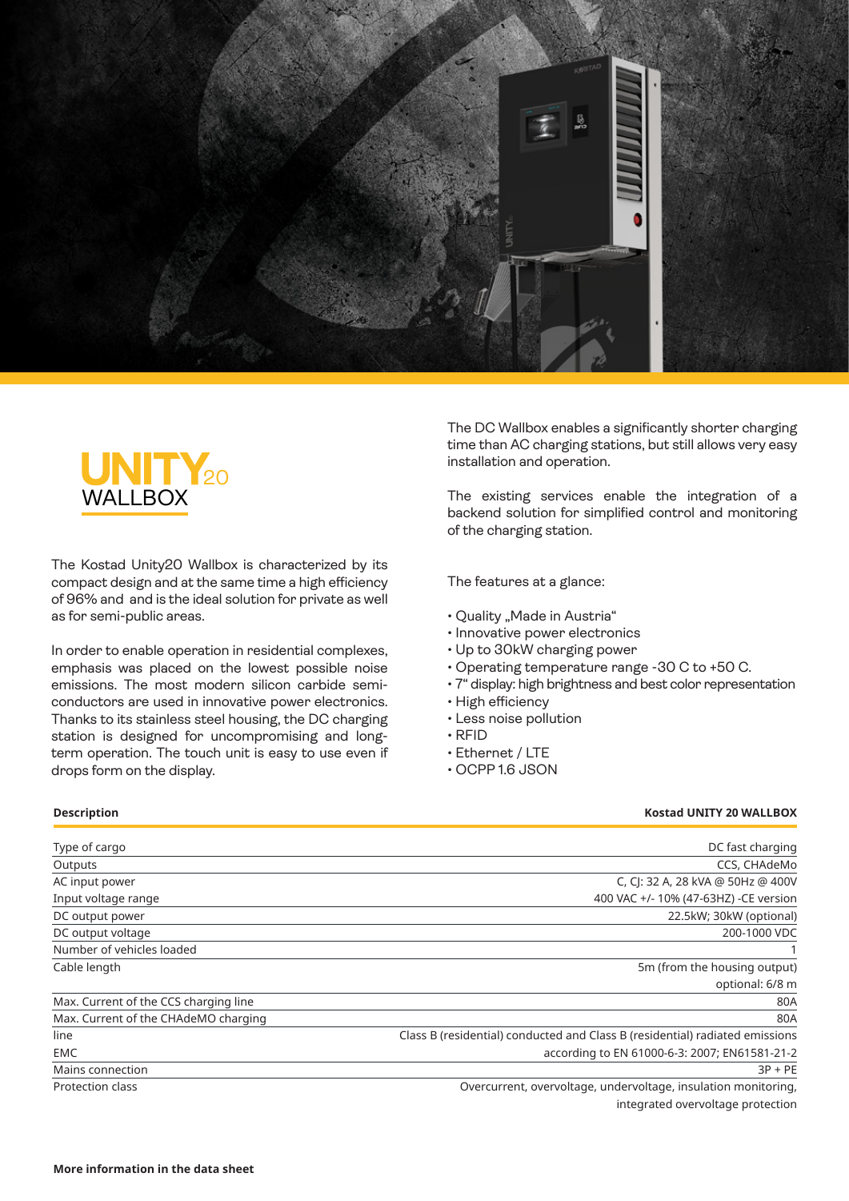# UNITY20 WALLBOX

The Kostad Unity20 Wallbox is characterized by its compact design and at the same time a high efficiency of 96% and and is the ideal solution for private as well as for semi-public areas.

In order to enable operation in residential complexes, emphasis was placed on the lowest possible noise emissions. The most modern silicon carbide semi-conductors are used in innovative power electronics. Thanks to its stainless steel housing, the DC charging station is designed for uncompromising and long-term operation. The touch unit is easy to use even if drops form on the display.

The DC Wallbox enables a significantly shorter charging time than AC charging stations, but still allows very easy installation and operation.

The existing services enable the integration of a backend solution for simplified control and monitoring of the charging station.

The features at a glance:

- Quality „Made in Austria"
- Innovative power electronics
- Up to 30kW charging power
- Operating temperature range -30 C to +50 C.
- 7" display: high brightness and best color representation
- High efficiency
- Less noise pollution
- RFID
- Ethernet / LTE
- OCPP 1.6 JSON

| **Description** | **Kostad UNITY 20 WALLBOX** |
|---|---|
| Type of cargo | DC fast charging |
| Outputs | CCS, CHAdeMo |
| AC input power | C, CJ: 32 A, 28 kVA @ 50Hz @ 400V |
| Input voltage range | 400 VAC +/- 10% (47-63HZ) -CE version |
| DC output power | 22.5kW; 30kW (optional) |
| DC output voltage | 200-1000 VDC |
| Number of vehicles loaded | 1 |
| Cable length | 5m (from the housing output) optional: 6/8 m |
| Max. Current of the CCS charging line | 80A |
| Max. Current of the CHAdeMO charging line | 80A |
| EMC | Class B (residential) conducted and Class B (residential) radiated emissions according to EN 61000-6-3: 2007; EN61581-21-2 |
| Mains connection | 3P + PE |
| Protection class | Overcurrent, overvoltage, undervoltage, insulation monitoring, integrated overvoltage protection |

**More information in the data sheet**